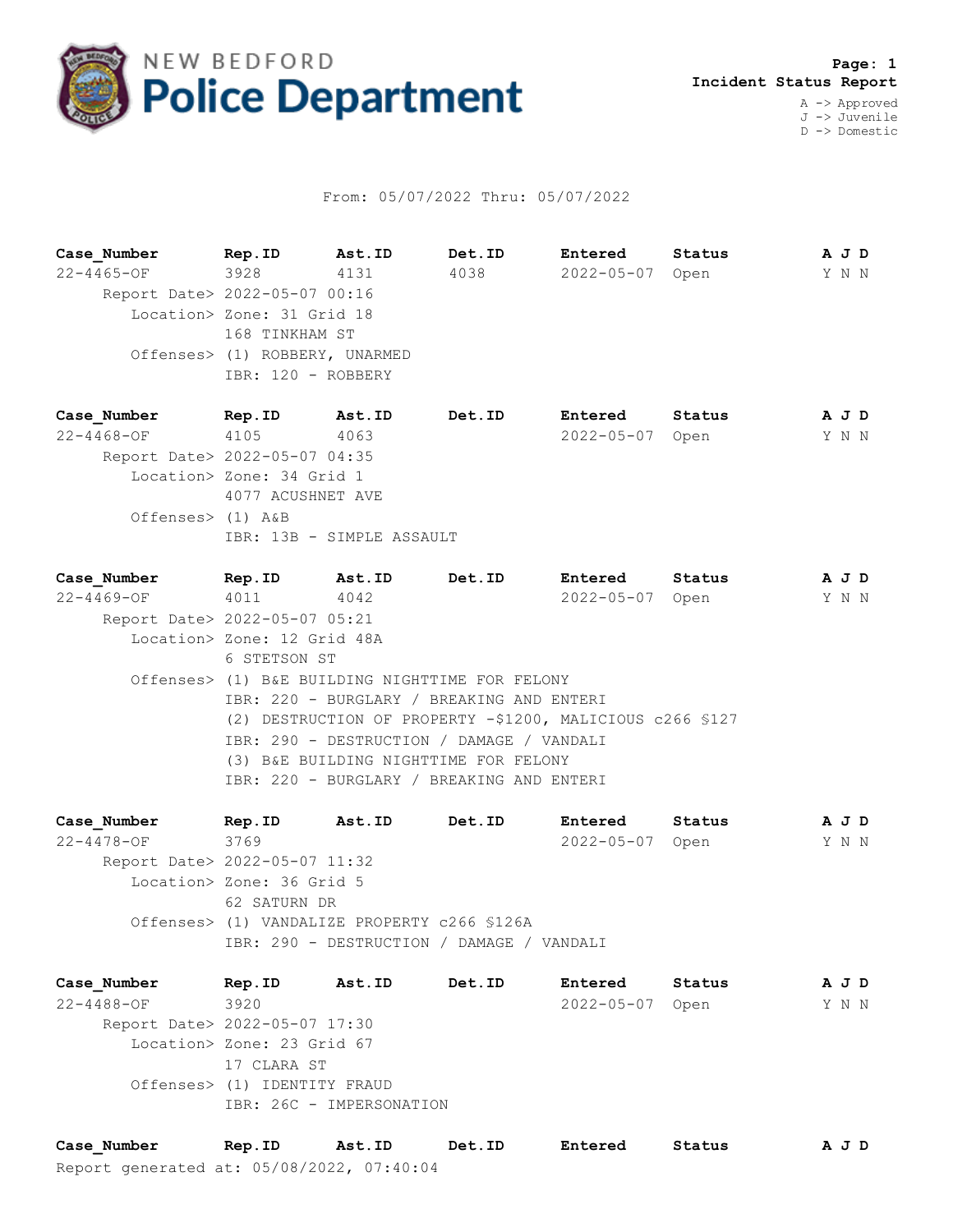# NEW BEDFORD Police Department

**Incident Status Report**

A -> Approved
J -> Juvenile
D -> Domestic

From: 05/07/2022 Thru: 05/07/2022

| Case_Number | Rep.ID | Ast.ID | Det.ID | Entered | Status | A J D |
|---|---|---|---|---|---|---|
| 22-4465-OF | 3928 | 4131 | 4038 | 2022-05-07 | Open | Y N N |

Report Date> 2022-05-07 00:16
Location> Zone: 31 Grid 18
168 TINKHAM ST
Offenses> (1) ROBBERY, UNARMED
IBR: 120 - ROBBERY

| Case_Number | Rep.ID | Ast.ID | Det.ID | Entered | Status | A J D |
|---|---|---|---|---|---|---|
| 22-4468-OF | 4105 | 4063 | | 2022-05-07 | Open | Y N N |

Report Date> 2022-05-07 04:35
Location> Zone: 34 Grid 1
4077 ACUSHNET AVE
Offenses> (1) A&B
IBR: 13B - SIMPLE ASSAULT

| Case_Number | Rep.ID | Ast.ID | Det.ID | Entered | Status | A J D |
|---|---|---|---|---|---|---|
| 22-4469-OF | 4011 | 4042 | | 2022-05-07 | Open | Y N N |

Report Date> 2022-05-07 05:21
Location> Zone: 12 Grid 48A
6 STETSON ST
Offenses> (1) B&E BUILDING NIGHTTIME FOR FELONY
IBR: 220 - BURGLARY / BREAKING AND ENTERI
(2) DESTRUCTION OF PROPERTY -$1200, MALICIOUS c266 §127
IBR: 290 - DESTRUCTION / DAMAGE / VANDALI
(3) B&E BUILDING NIGHTTIME FOR FELONY
IBR: 220 - BURGLARY / BREAKING AND ENTERI

| Case_Number | Rep.ID | Ast.ID | Det.ID | Entered | Status | A J D |
|---|---|---|---|---|---|---|
| 22-4478-OF | 3769 | | | 2022-05-07 | Open | Y N N |

Report Date> 2022-05-07 11:32
Location> Zone: 36 Grid 5
62 SATURN DR
Offenses> (1) VANDALIZE PROPERTY c266 §126A
IBR: 290 - DESTRUCTION / DAMAGE / VANDALI

| Case_Number | Rep.ID | Ast.ID | Det.ID | Entered | Status | A J D |
|---|---|---|---|---|---|---|
| 22-4488-OF | 3920 | | | 2022-05-07 | Open | Y N N |

Report Date> 2022-05-07 17:30
Location> Zone: 23 Grid 67
17 CLARA ST
Offenses> (1) IDENTITY FRAUD
IBR: 26C - IMPERSONATION

| Case_Number | Rep.ID | Ast.ID | Det.ID | Entered | Status | A J D |
|---|---|---|---|---|---|---|

Report generated at: 05/08/2022, 07:40:04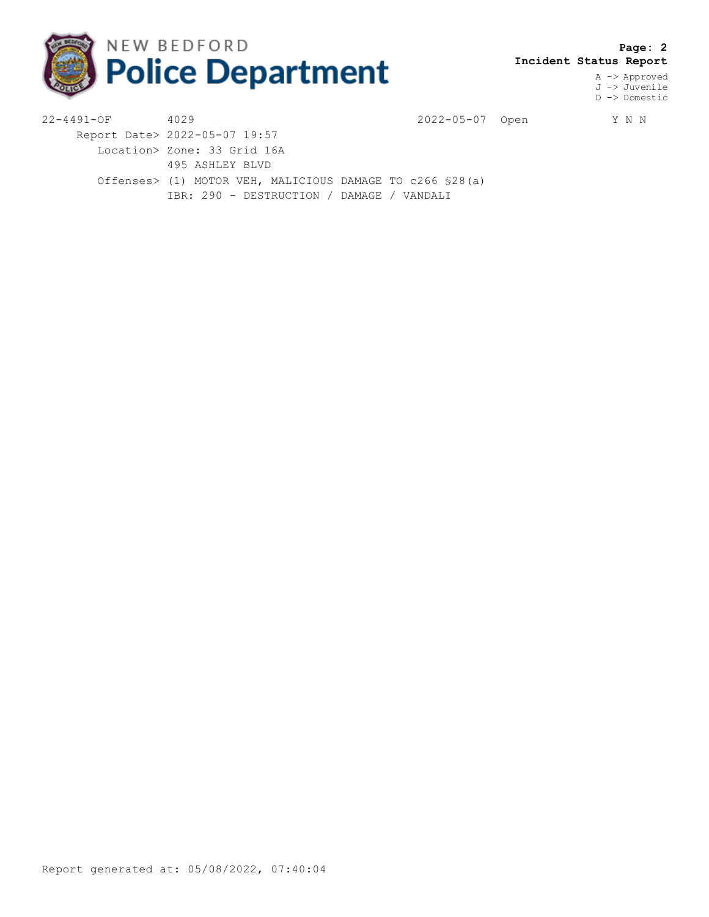NEW BEDFORD
# Police Department

**Incident Status Report**

A -> Approved
J -> Juvenile
D -> Domestic

```
22-4491-OF        4029                              2022-05-07  Open          Y N N
     Report Date> 2022-05-07 19:57
        Location> Zone: 33 Grid 16A
                  495 ASHLEY BLVD
        Offenses> (1) MOTOR VEH, MALICIOUS DAMAGE TO c266 §28(a)
                  IBR: 290 - DESTRUCTION / DAMAGE / VANDALI
```

Report generated at: 05/08/2022, 07:40:04